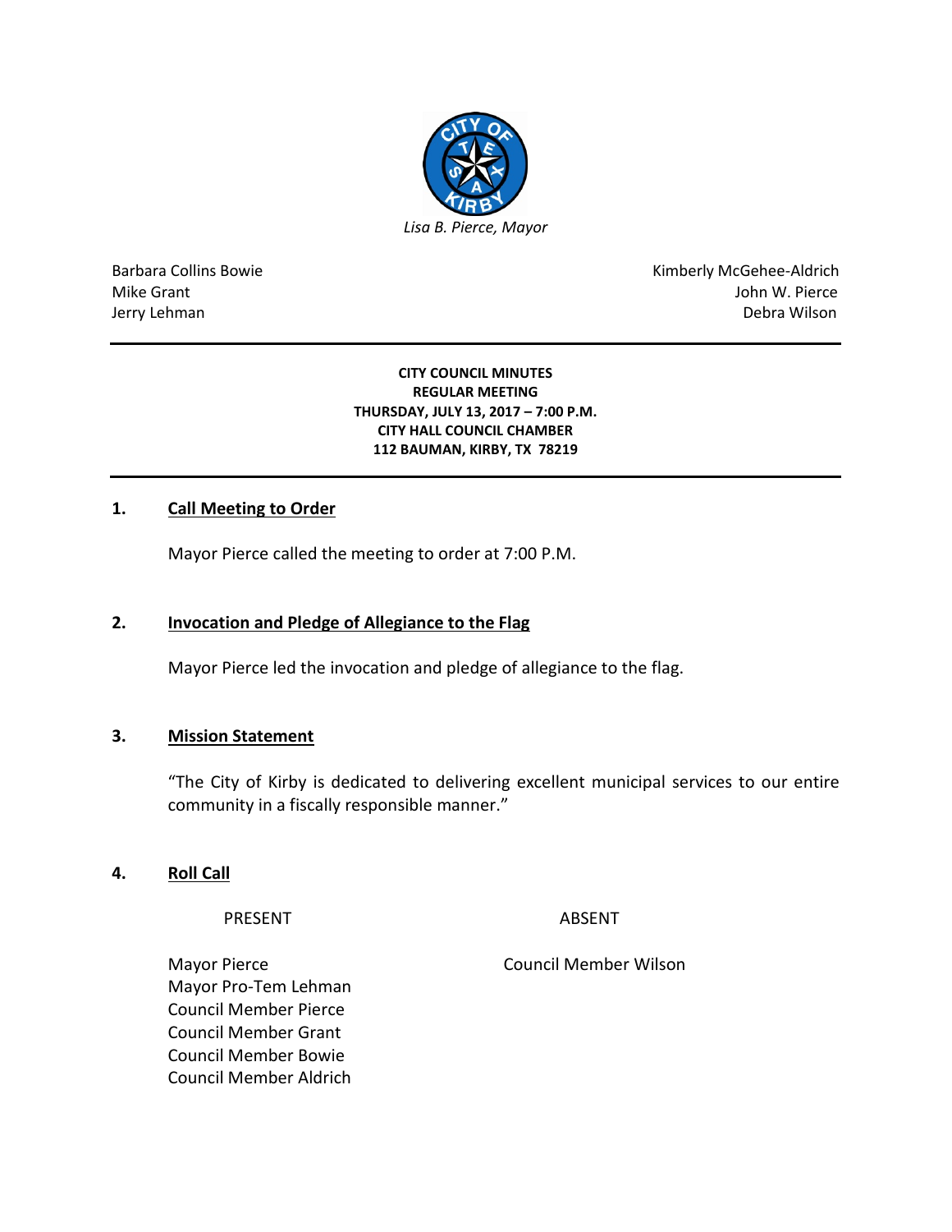*Lisa B. Pierce, Mayor*

| | |
|---|---|
| Barbara Collins Bowie | Kimberly McGehee-Aldrich |
| Mike Grant | John W. Pierce |
| Jerry Lehman | Debra Wilson |

---

**CITY COUNCIL MINUTES**
**REGULAR MEETING**
**THURSDAY, JULY 13, 2017 – 7:00 P.M.**
**CITY HALL COUNCIL CHAMBER**
**112 BAUMAN, KIRBY, TX 78219**

---

## 1. Call Meeting to Order

Mayor Pierce called the meeting to order at 7:00 P.M.

## 2. Invocation and Pledge of Allegiance to the Flag

Mayor Pierce led the invocation and pledge of allegiance to the flag.

## 3. Mission Statement

"The City of Kirby is dedicated to delivering excellent municipal services to our entire community in a fiscally responsible manner."

## 4. Roll Call

| PRESENT | ABSENT |
|---|---|
| Mayor Pierce | Council Member Wilson |
| Mayor Pro-Tem Lehman | |
| Council Member Pierce | |
| Council Member Grant | |
| Council Member Bowie | |
| Council Member Aldrich | |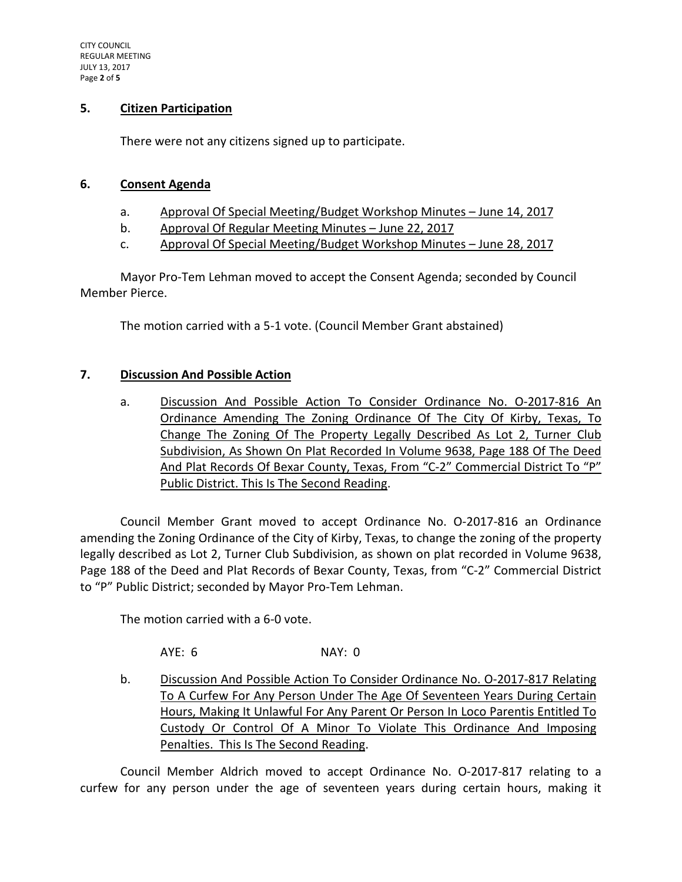### 5. Citizen Participation

There were not any citizens signed up to participate.

### 6. Consent Agenda

a. Approval Of Special Meeting/Budget Workshop Minutes – June 14, 2017
b. Approval Of Regular Meeting Minutes – June 22, 2017
c. Approval Of Special Meeting/Budget Workshop Minutes – June 28, 2017

Mayor Pro-Tem Lehman moved to accept the Consent Agenda; seconded by Council Member Pierce.

The motion carried with a 5-1 vote. (Council Member Grant abstained)

### 7. Discussion And Possible Action

a. Discussion And Possible Action To Consider Ordinance No. O-2017-816 An Ordinance Amending The Zoning Ordinance Of The City Of Kirby, Texas, To Change The Zoning Of The Property Legally Described As Lot 2, Turner Club Subdivision, As Shown On Plat Recorded In Volume 9638, Page 188 Of The Deed And Plat Records Of Bexar County, Texas, From "C-2" Commercial District To "P" Public District. This Is The Second Reading.

Council Member Grant moved to accept Ordinance No. O-2017-816 an Ordinance amending the Zoning Ordinance of the City of Kirby, Texas, to change the zoning of the property legally described as Lot 2, Turner Club Subdivision, as shown on plat recorded in Volume 9638, Page 188 of the Deed and Plat Records of Bexar County, Texas, from "C-2" Commercial District to "P" Public District; seconded by Mayor Pro-Tem Lehman.

The motion carried with a 6-0 vote.

AYE: 6 NAY: 0

b. Discussion And Possible Action To Consider Ordinance No. O-2017-817 Relating To A Curfew For Any Person Under The Age Of Seventeen Years During Certain Hours, Making It Unlawful For Any Parent Or Person In Loco Parentis Entitled To Custody Or Control Of A Minor To Violate This Ordinance And Imposing Penalties. This Is The Second Reading.

Council Member Aldrich moved to accept Ordinance No. O-2017-817 relating to a curfew for any person under the age of seventeen years during certain hours, making it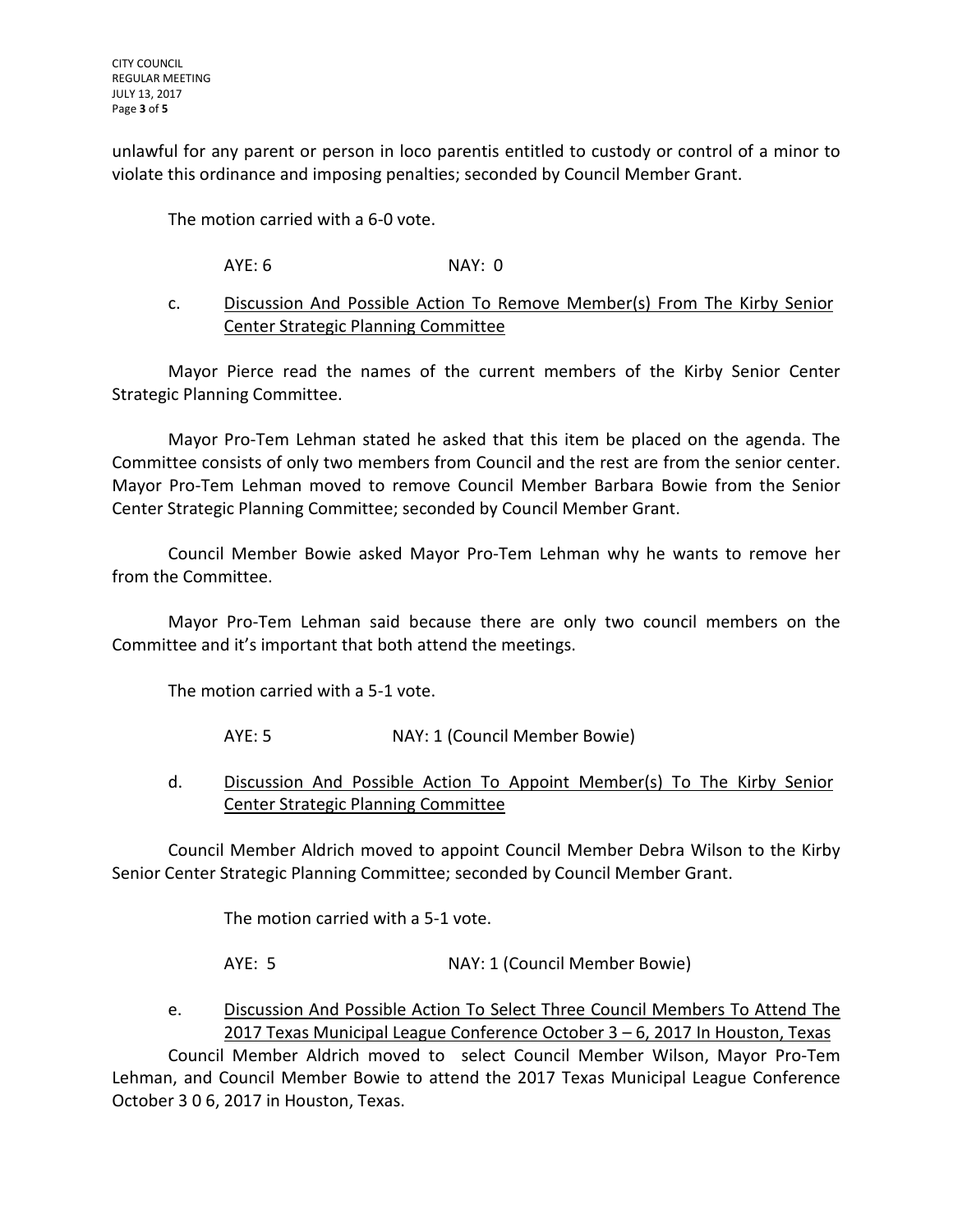unlawful for any parent or person in loco parentis entitled to custody or control of a minor to violate this ordinance and imposing penalties; seconded by Council Member Grant.

The motion carried with a 6-0 vote.

AYE: 6 NAY: 0

c. Discussion And Possible Action To Remove Member(s) From The Kirby Senior Center Strategic Planning Committee

Mayor Pierce read the names of the current members of the Kirby Senior Center Strategic Planning Committee.

Mayor Pro-Tem Lehman stated he asked that this item be placed on the agenda. The Committee consists of only two members from Council and the rest are from the senior center. Mayor Pro-Tem Lehman moved to remove Council Member Barbara Bowie from the Senior Center Strategic Planning Committee; seconded by Council Member Grant.

Council Member Bowie asked Mayor Pro-Tem Lehman why he wants to remove her from the Committee.

Mayor Pro-Tem Lehman said because there are only two council members on the Committee and it's important that both attend the meetings.

The motion carried with a 5-1 vote.

AYE: 5 NAY: 1 (Council Member Bowie)

d. Discussion And Possible Action To Appoint Member(s) To The Kirby Senior Center Strategic Planning Committee

Council Member Aldrich moved to appoint Council Member Debra Wilson to the Kirby Senior Center Strategic Planning Committee; seconded by Council Member Grant.

The motion carried with a 5-1 vote.

AYE: 5 NAY: 1 (Council Member Bowie)

e. Discussion And Possible Action To Select Three Council Members To Attend The 2017 Texas Municipal League Conference October 3 – 6, 2017 In Houston, Texas

Council Member Aldrich moved to select Council Member Wilson, Mayor Pro-Tem Lehman, and Council Member Bowie to attend the 2017 Texas Municipal League Conference October 3 0 6, 2017 in Houston, Texas.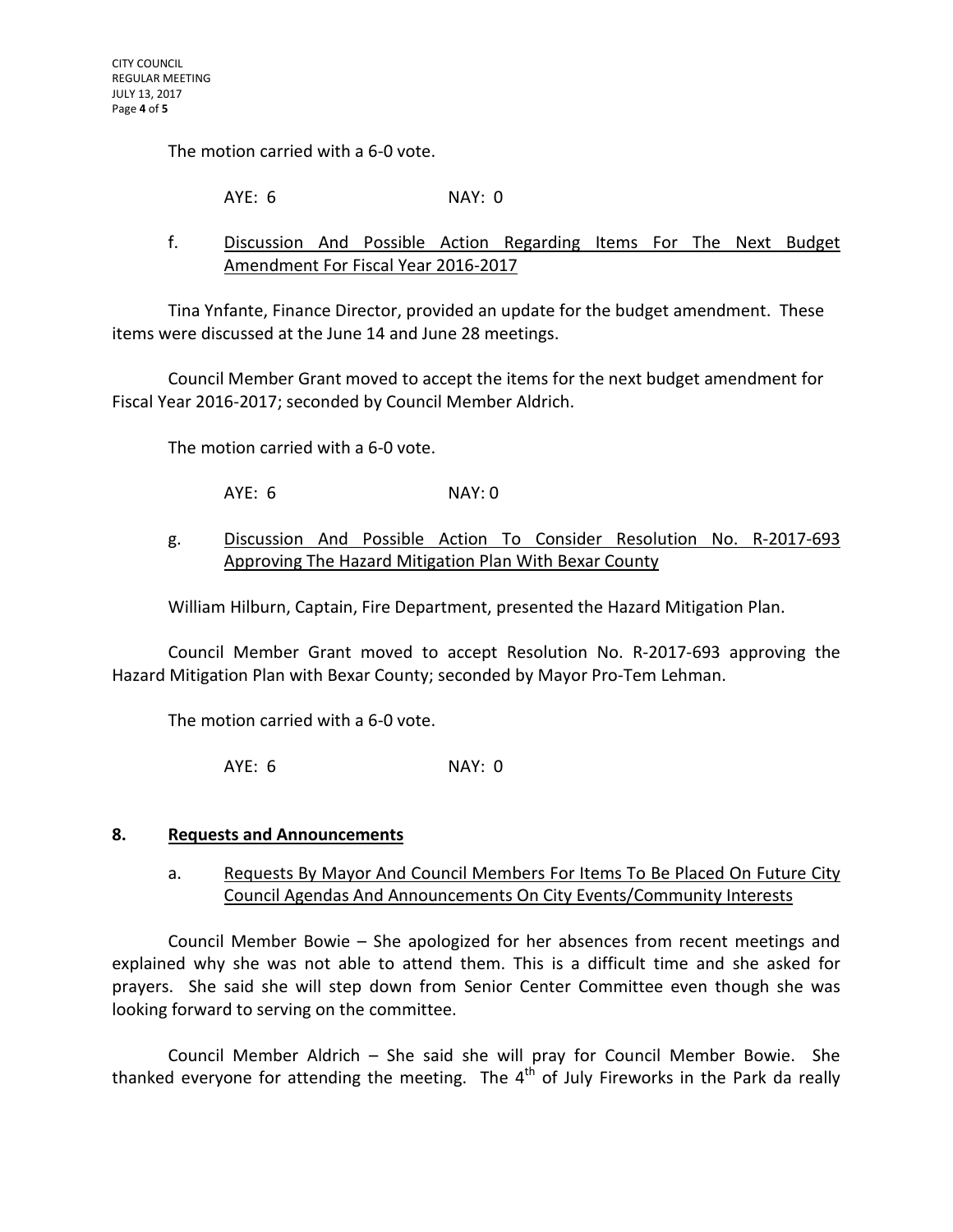The motion carried with a 6-0 vote.

AYE: 6 NAY: 0

f. Discussion And Possible Action Regarding Items For The Next Budget Amendment For Fiscal Year 2016-2017

Tina Ynfante, Finance Director, provided an update for the budget amendment. These items were discussed at the June 14 and June 28 meetings.

Council Member Grant moved to accept the items for the next budget amendment for Fiscal Year 2016-2017; seconded by Council Member Aldrich.

The motion carried with a 6-0 vote.

AYE: 6 NAY: 0

g. Discussion And Possible Action To Consider Resolution No. R-2017-693 Approving The Hazard Mitigation Plan With Bexar County

William Hilburn, Captain, Fire Department, presented the Hazard Mitigation Plan.

Council Member Grant moved to accept Resolution No. R-2017-693 approving the Hazard Mitigation Plan with Bexar County; seconded by Mayor Pro-Tem Lehman.

The motion carried with a 6-0 vote.

AYE: 6 NAY: 0

## 8. Requests and Announcements

a. Requests By Mayor And Council Members For Items To Be Placed On Future City Council Agendas And Announcements On City Events/Community Interests

Council Member Bowie – She apologized for her absences from recent meetings and explained why she was not able to attend them. This is a difficult time and she asked for prayers. She said she will step down from Senior Center Committee even though she was looking forward to serving on the committee.

Council Member Aldrich – She said she will pray for Council Member Bowie. She thanked everyone for attending the meeting. The 4th of July Fireworks in the Park da really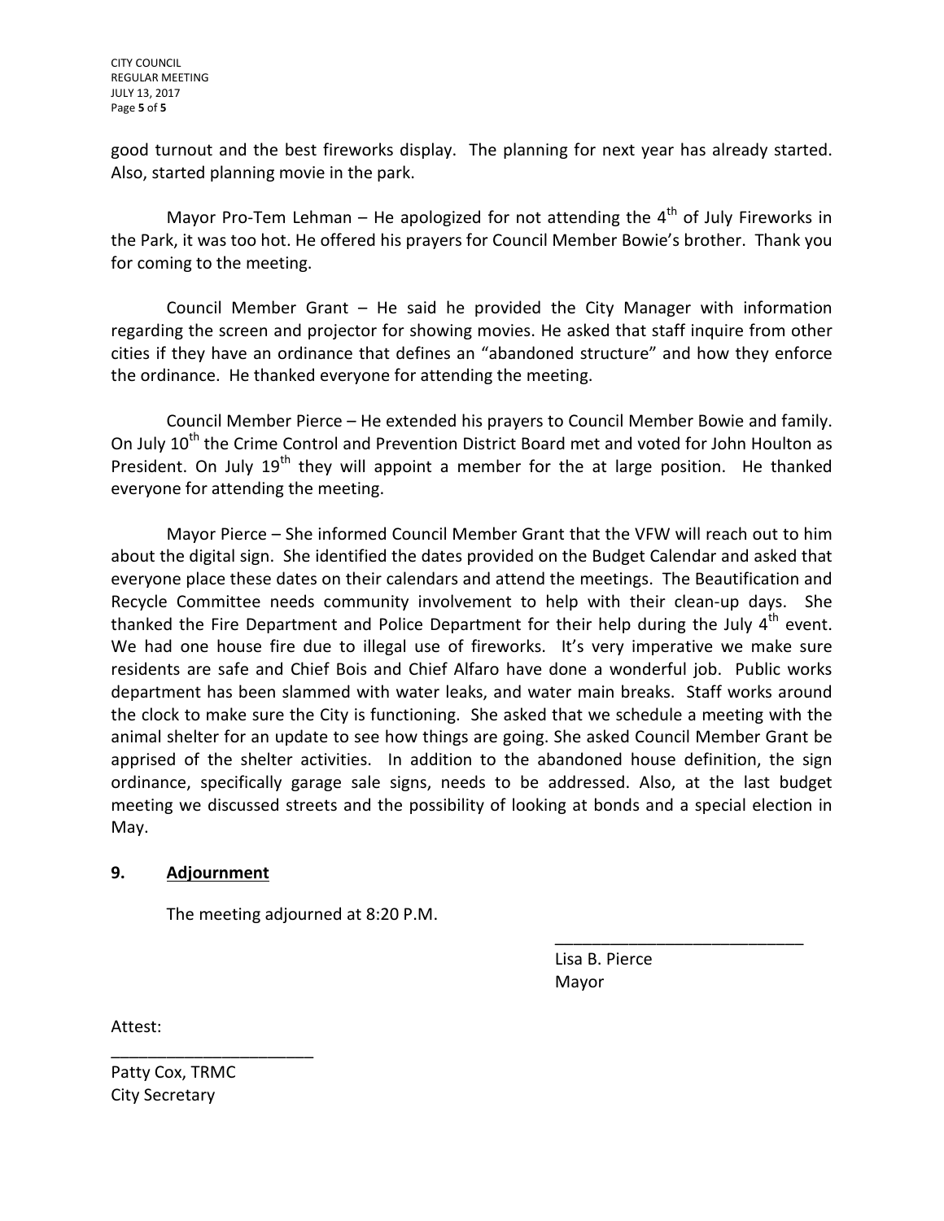good turnout and the best fireworks display. The planning for next year has already started. Also, started planning movie in the park.

Mayor Pro-Tem Lehman – He apologized for not attending the 4th of July Fireworks in the Park, it was too hot. He offered his prayers for Council Member Bowie's brother. Thank you for coming to the meeting.

Council Member Grant – He said he provided the City Manager with information regarding the screen and projector for showing movies. He asked that staff inquire from other cities if they have an ordinance that defines an "abandoned structure" and how they enforce the ordinance. He thanked everyone for attending the meeting.

Council Member Pierce – He extended his prayers to Council Member Bowie and family. On July 10th the Crime Control and Prevention District Board met and voted for John Houlton as President. On July 19th they will appoint a member for the at large position. He thanked everyone for attending the meeting.

Mayor Pierce – She informed Council Member Grant that the VFW will reach out to him about the digital sign. She identified the dates provided on the Budget Calendar and asked that everyone place these dates on their calendars and attend the meetings. The Beautification and Recycle Committee needs community involvement to help with their clean-up days. She thanked the Fire Department and Police Department for their help during the July 4th event. We had one house fire due to illegal use of fireworks. It's very imperative we make sure residents are safe and Chief Bois and Chief Alfaro have done a wonderful job. Public works department has been slammed with water leaks, and water main breaks. Staff works around the clock to make sure the City is functioning. She asked that we schedule a meeting with the animal shelter for an update to see how things are going. She asked Council Member Grant be apprised of the shelter activities. In addition to the abandoned house definition, the sign ordinance, specifically garage sale signs, needs to be addressed. Also, at the last budget meeting we discussed streets and the possibility of looking at bonds and a special election in May.

**9. Adjournment**

The meeting adjourned at 8:20 P.M.

___________________________
Lisa B. Pierce
Mayor

Attest:

______________________
Patty Cox, TRMC
City Secretary